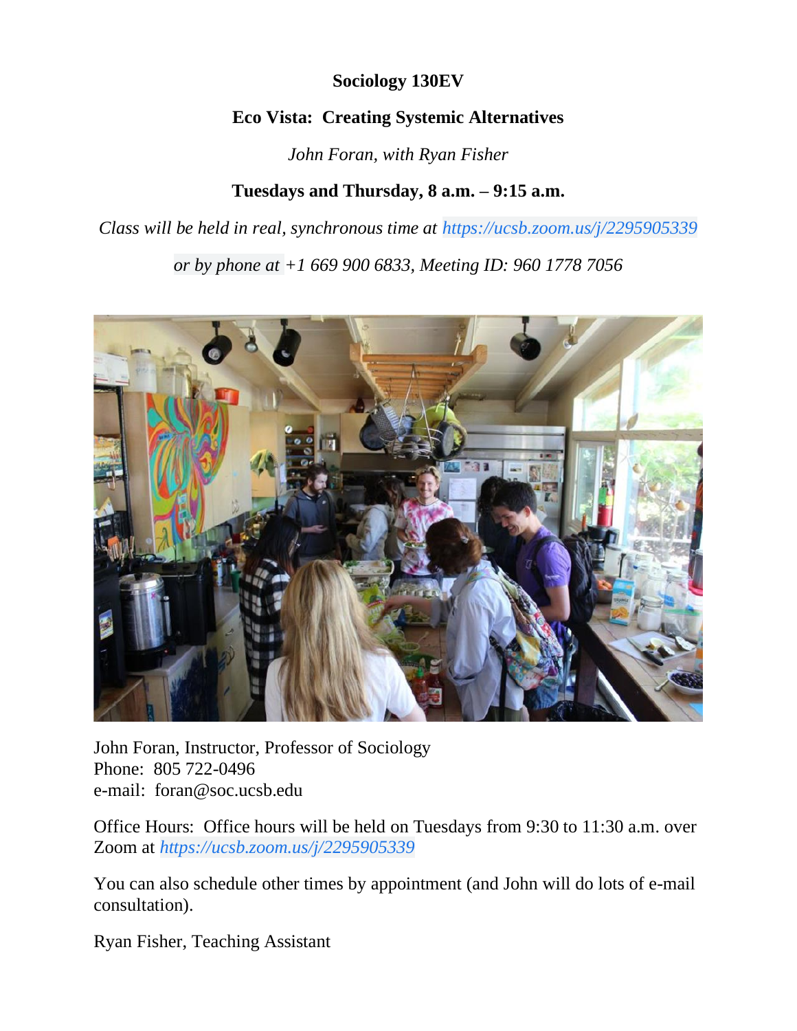**Sociology 130EV**

**Eco Vista: Creating Systemic Alternatives**

*John Foran, with Ryan Fisher*

**Tuesdays and Thursday, 8 a.m. – 9:15 a.m.**

*Class will be held in real, synchronous time at https://ucsb.zoom.us/j/2295905339 or by phone at +1 669 900 6833, Meeting ID: 960 1778 7056*

John Foran, Instructor, Professor of Sociology
Phone: 805 722-0496
e-mail: foran@soc.ucsb.edu

Office Hours: Office hours will be held on Tuesdays from 9:30 to 11:30 a.m. over Zoom at *https://ucsb.zoom.us/j/2295905339*

You can also schedule other times by appointment (and John will do lots of e-mail consultation).

Ryan Fisher, Teaching Assistant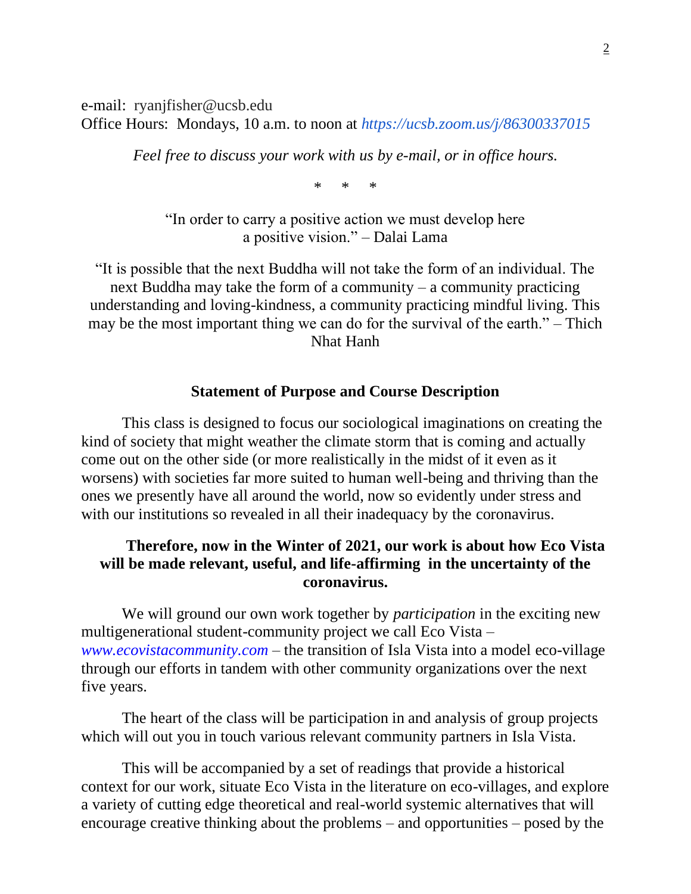e-mail: ryanjfisher@ucsb.edu
Office Hours: Mondays, 10 a.m. to noon at *https://ucsb.zoom.us/j/86300337015*

*Feel free to discuss your work with us by e-mail, or in office hours.*

\* \* \*

"In order to carry a positive action we must develop here a positive vision." – Dalai Lama

"It is possible that the next Buddha will not take the form of an individual. The next Buddha may take the form of a community – a community practicing understanding and loving-kindness, a community practicing mindful living. This may be the most important thing we can do for the survival of the earth." – Thich Nhat Hanh

## Statement of Purpose and Course Description

This class is designed to focus our sociological imaginations on creating the kind of society that might weather the climate storm that is coming and actually come out on the other side (or more realistically in the midst of it even as it worsens) with societies far more suited to human well-being and thriving than the ones we presently have all around the world, now so evidently under stress and with our institutions so revealed in all their inadequacy by the coronavirus.

**Therefore, now in the Winter of 2021, our work is about how Eco Vista will be made relevant, useful, and life-affirming in the uncertainty of the coronavirus.**

We will ground our own work together by *participation* in the exciting new multigenerational student-community project we call Eco Vista – *www.ecovistacommunity.com* – the transition of Isla Vista into a model eco-village through our efforts in tandem with other community organizations over the next five years.

The heart of the class will be participation in and analysis of group projects which will out you in touch various relevant community partners in Isla Vista.

This will be accompanied by a set of readings that provide a historical context for our work, situate Eco Vista in the literature on eco-villages, and explore a variety of cutting edge theoretical and real-world systemic alternatives that will encourage creative thinking about the problems – and opportunities – posed by the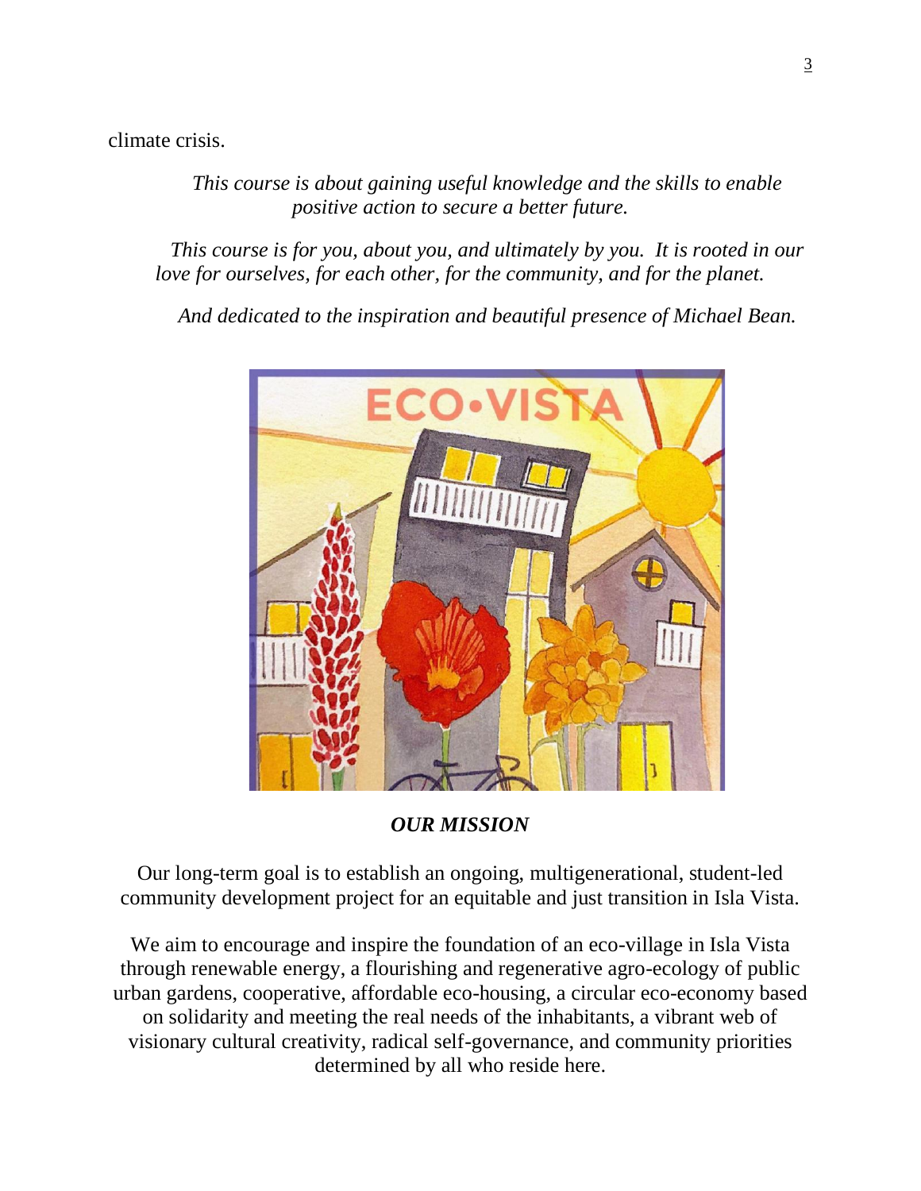climate crisis.

*This course is about gaining useful knowledge and the skills to enable positive action to secure a better future.*

*This course is for you, about you, and ultimately by you. It is rooted in our love for ourselves, for each other, for the community, and for the planet.*

*And dedicated to the inspiration and beautiful presence of Michael Bean.*

***OUR MISSION***

Our long-term goal is to establish an ongoing, multigenerational, student-led community development project for an equitable and just transition in Isla Vista.

We aim to encourage and inspire the foundation of an eco-village in Isla Vista through renewable energy, a flourishing and regenerative agro-ecology of public urban gardens, cooperative, affordable eco-housing, a circular eco-economy based on solidarity and meeting the real needs of the inhabitants, a vibrant web of visionary cultural creativity, radical self-governance, and community priorities determined by all who reside here.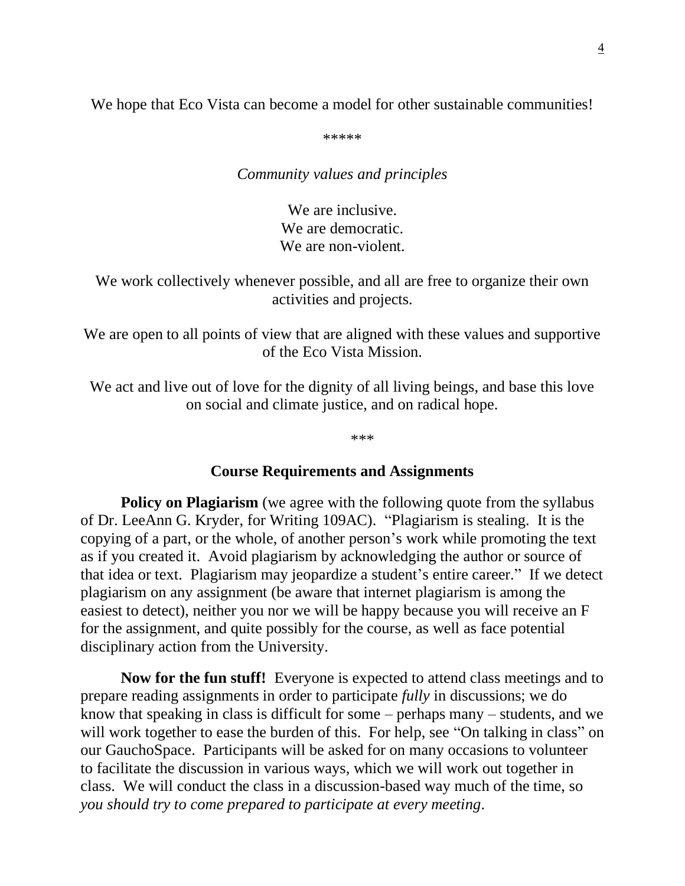We hope that Eco Vista can become a model for other sustainable communities!

*****

*Community values and principles*

We are inclusive.
We are democratic.
We are non-violent.

We work collectively whenever possible, and all are free to organize their own activities and projects.

We are open to all points of view that are aligned with these values and supportive of the Eco Vista Mission.

We act and live out of love for the dignity of all living beings, and base this love on social and climate justice, and on radical hope.

***

## Course Requirements and Assignments

**Policy on Plagiarism** (we agree with the following quote from the syllabus of Dr. LeeAnn G. Kryder, for Writing 109AC). "Plagiarism is stealing. It is the copying of a part, or the whole, of another person's work while promoting the text as if you created it. Avoid plagiarism by acknowledging the author or source of that idea or text. Plagiarism may jeopardize a student's entire career." If we detect plagiarism on any assignment (be aware that internet plagiarism is among the easiest to detect), neither you nor we will be happy because you will receive an F for the assignment, and quite possibly for the course, as well as face potential disciplinary action from the University.

**Now for the fun stuff!** Everyone is expected to attend class meetings and to prepare reading assignments in order to participate *fully* in discussions; we do know that speaking in class is difficult for some – perhaps many – students, and we will work together to ease the burden of this. For help, see "On talking in class" on our GauchoSpace. Participants will be asked for on many occasions to volunteer to facilitate the discussion in various ways, which we will work out together in class. We will conduct the class in a discussion-based way much of the time, so *you should try to come prepared to participate at every meeting*.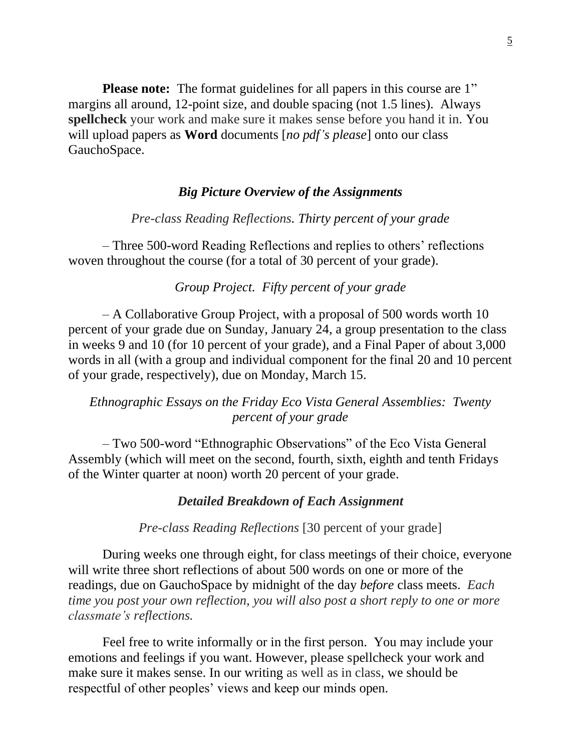**Please note:** The format guidelines for all papers in this course are 1" margins all around, 12-point size, and double spacing (not 1.5 lines). Always **spellcheck** your work and make sure it makes sense before you hand it in. You will upload papers as **Word** documents [*no pdf's please*] onto our class GauchoSpace.

### *Big Picture Overview of the Assignments*

*Pre-class Reading Reflections. Thirty percent of your grade*

– Three 500-word Reading Reflections and replies to others' reflections woven throughout the course (for a total of 30 percent of your grade).

*Group Project. Fifty percent of your grade*

– A Collaborative Group Project, with a proposal of 500 words worth 10 percent of your grade due on Sunday, January 24, a group presentation to the class in weeks 9 and 10 (for 10 percent of your grade), and a Final Paper of about 3,000 words in all (with a group and individual component for the final 20 and 10 percent of your grade, respectively), due on Monday, March 15.

*Ethnographic Essays on the Friday Eco Vista General Assemblies: Twenty percent of your grade*

– Two 500-word "Ethnographic Observations" of the Eco Vista General Assembly (which will meet on the second, fourth, sixth, eighth and tenth Fridays of the Winter quarter at noon) worth 20 percent of your grade.

### *Detailed Breakdown of Each Assignment*

*Pre-class Reading Reflections* [30 percent of your grade]

During weeks one through eight, for class meetings of their choice, everyone will write three short reflections of about 500 words on one or more of the readings, due on GauchoSpace by midnight of the day *before* class meets. *Each time you post your own reflection, you will also post a short reply to one or more classmate's reflections.*

Feel free to write informally or in the first person. You may include your emotions and feelings if you want. However, please spellcheck your work and make sure it makes sense. In our writing as well as in class, we should be respectful of other peoples' views and keep our minds open.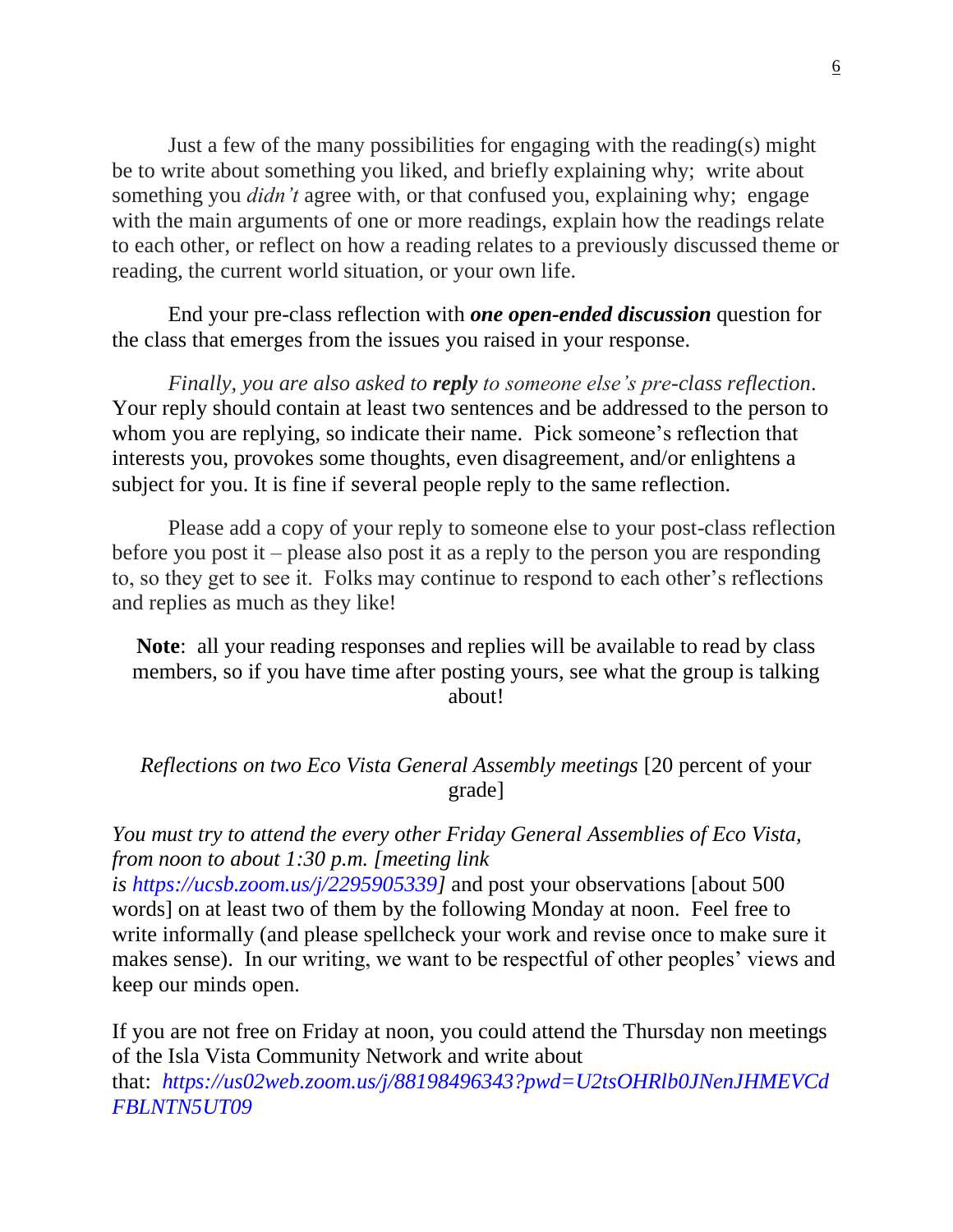Just a few of the many possibilities for engaging with the reading(s) might be to write about something you liked, and briefly explaining why; write about something you *didn't* agree with, or that confused you, explaining why; engage with the main arguments of one or more readings, explain how the readings relate to each other, or reflect on how a reading relates to a previously discussed theme or reading, the current world situation, or your own life.

End your pre-class reflection with ***one open-ended discussion*** question for the class that emerges from the issues you raised in your response.

*Finally, you are also asked to* ***reply*** *to someone else's pre-class reflection*. Your reply should contain at least two sentences and be addressed to the person to whom you are replying, so indicate their name. Pick someone's reflection that interests you, provokes some thoughts, even disagreement, and/or enlightens a subject for you. It is fine if several people reply to the same reflection.

Please add a copy of your reply to someone else to your post-class reflection before you post it – please also post it as a reply to the person you are responding to, so they get to see it. Folks may continue to respond to each other's reflections and replies as much as they like!

**Note**: all your reading responses and replies will be available to read by class members, so if you have time after posting yours, see what the group is talking about!

*Reflections on two Eco Vista General Assembly meetings* [20 percent of your grade]

*You must try to attend the every other Friday General Assemblies of Eco Vista, from noon to about 1:30 p.m. [meeting link is https://ucsb.zoom.us/j/2295905339]* and post your observations [about 500 words] on at least two of them by the following Monday at noon. Feel free to write informally (and please spellcheck your work and revise once to make sure it makes sense). In our writing, we want to be respectful of other peoples' views and keep our minds open.

If you are not free on Friday at noon, you could attend the Thursday non meetings of the Isla Vista Community Network and write about that: *https://us02web.zoom.us/j/88198496343?pwd=U2tsOHRlb0JNenJHMEVCdFBLNTN5UT09*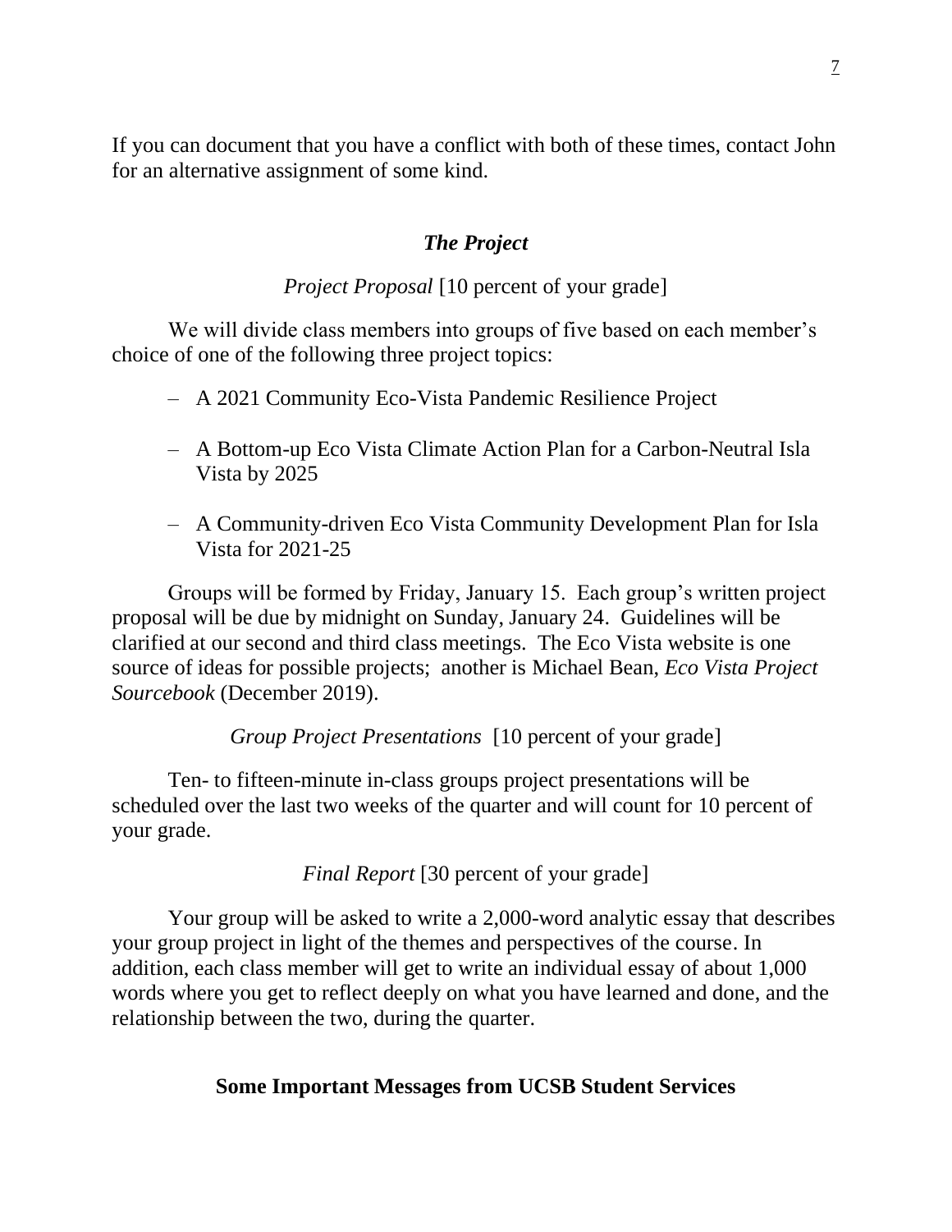If you can document that you have a conflict with both of these times, contact John for an alternative assignment of some kind.

### *The Project*

*Project Proposal* [10 percent of your grade]

We will divide class members into groups of five based on each member's choice of one of the following three project topics:

- A 2021 Community Eco-Vista Pandemic Resilience Project
- A Bottom-up Eco Vista Climate Action Plan for a Carbon-Neutral Isla Vista by 2025
- A Community-driven Eco Vista Community Development Plan for Isla Vista for 2021-25

Groups will be formed by Friday, January 15. Each group's written project proposal will be due by midnight on Sunday, January 24. Guidelines will be clarified at our second and third class meetings. The Eco Vista website is one source of ideas for possible projects; another is Michael Bean, *Eco Vista Project Sourcebook* (December 2019).

*Group Project Presentations* [10 percent of your grade]

Ten- to fifteen-minute in-class groups project presentations will be scheduled over the last two weeks of the quarter and will count for 10 percent of your grade.

*Final Report* [30 percent of your grade]

Your group will be asked to write a 2,000-word analytic essay that describes your group project in light of the themes and perspectives of the course. In addition, each class member will get to write an individual essay of about 1,000 words where you get to reflect deeply on what you have learned and done, and the relationship between the two, during the quarter.

## Some Important Messages from UCSB Student Services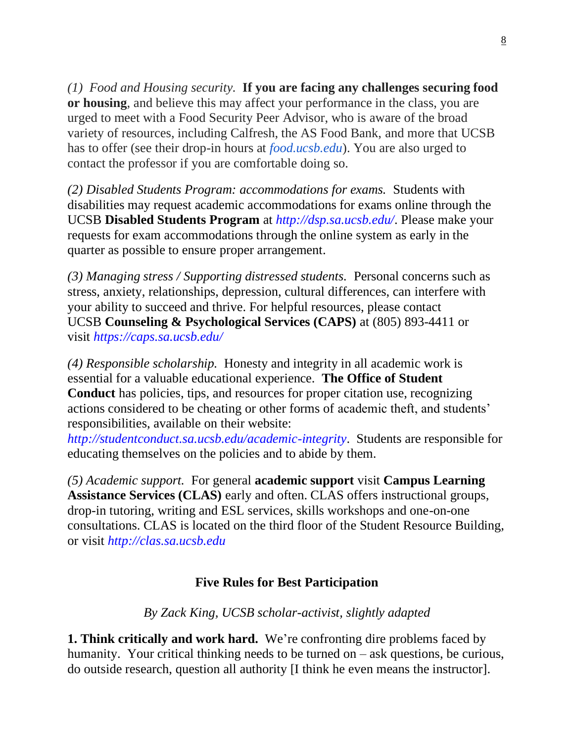*(1) Food and Housing security.* **If you are facing any challenges securing food or housing**, and believe this may affect your performance in the class, you are urged to meet with a Food Security Peer Advisor, who is aware of the broad variety of resources, including Calfresh, the AS Food Bank, and more that UCSB has to offer (see their drop-in hours at *food.ucsb.edu*). You are also urged to contact the professor if you are comfortable doing so.

*(2) Disabled Students Program: accommodations for exams.* Students with disabilities may request academic accommodations for exams online through the UCSB **Disabled Students Program** at *http://dsp.sa.ucsb.edu/*. Please make your requests for exam accommodations through the online system as early in the quarter as possible to ensure proper arrangement.

*(3) Managing stress / Supporting distressed students.* Personal concerns such as stress, anxiety, relationships, depression, cultural differences, can interfere with your ability to succeed and thrive. For helpful resources, please contact UCSB **Counseling & Psychological Services (CAPS)** at (805) 893-4411 or visit *https://caps.sa.ucsb.edu/*

*(4) Responsible scholarship.* Honesty and integrity in all academic work is essential for a valuable educational experience. **The Office of Student Conduct** has policies, tips, and resources for proper citation use, recognizing actions considered to be cheating or other forms of academic theft, and students' responsibilities, available on their website: *http://studentconduct.sa.ucsb.edu/academic-integrity*. Students are responsible for educating themselves on the policies and to abide by them.

*(5) Academic support.* For general **academic support** visit **Campus Learning Assistance Services (CLAS)** early and often. CLAS offers instructional groups, drop-in tutoring, writing and ESL services, skills workshops and one-on-one consultations. CLAS is located on the third floor of the Student Resource Building, or visit *http://clas.sa.ucsb.edu*

## Five Rules for Best Participation

*By Zack King, UCSB scholar-activist, slightly adapted*

**1. Think critically and work hard.** We're confronting dire problems faced by humanity. Your critical thinking needs to be turned on – ask questions, be curious, do outside research, question all authority [I think he even means the instructor].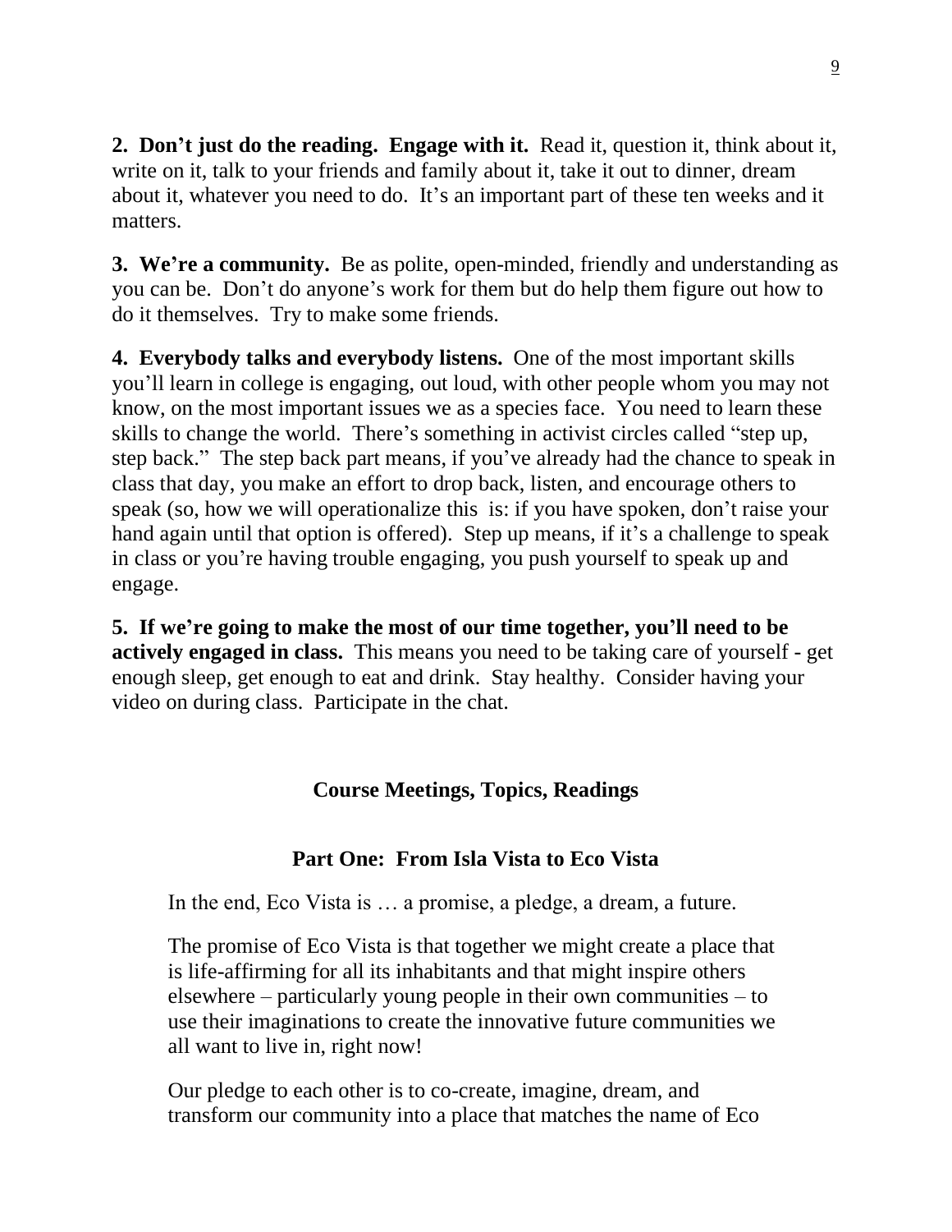**2. Don't just do the reading. Engage with it.** Read it, question it, think about it, write on it, talk to your friends and family about it, take it out to dinner, dream about it, whatever you need to do. It's an important part of these ten weeks and it matters.

**3. We're a community.** Be as polite, open-minded, friendly and understanding as you can be. Don't do anyone's work for them but do help them figure out how to do it themselves. Try to make some friends.

**4. Everybody talks and everybody listens.** One of the most important skills you'll learn in college is engaging, out loud, with other people whom you may not know, on the most important issues we as a species face. You need to learn these skills to change the world. There's something in activist circles called "step up, step back." The step back part means, if you've already had the chance to speak in class that day, you make an effort to drop back, listen, and encourage others to speak (so, how we will operationalize this is: if you have spoken, don't raise your hand again until that option is offered). Step up means, if it's a challenge to speak in class or you're having trouble engaging, you push yourself to speak up and engage.

**5. If we're going to make the most of our time together, you'll need to be actively engaged in class.** This means you need to be taking care of yourself - get enough sleep, get enough to eat and drink. Stay healthy. Consider having your video on during class. Participate in the chat.

## Course Meetings, Topics, Readings

### Part One: From Isla Vista to Eco Vista

> In the end, Eco Vista is … a promise, a pledge, a dream, a future.
>
> The promise of Eco Vista is that together we might create a place that is life-affirming for all its inhabitants and that might inspire others elsewhere – particularly young people in their own communities – to use their imaginations to create the innovative future communities we all want to live in, right now!
>
> Our pledge to each other is to co-create, imagine, dream, and transform our community into a place that matches the name of Eco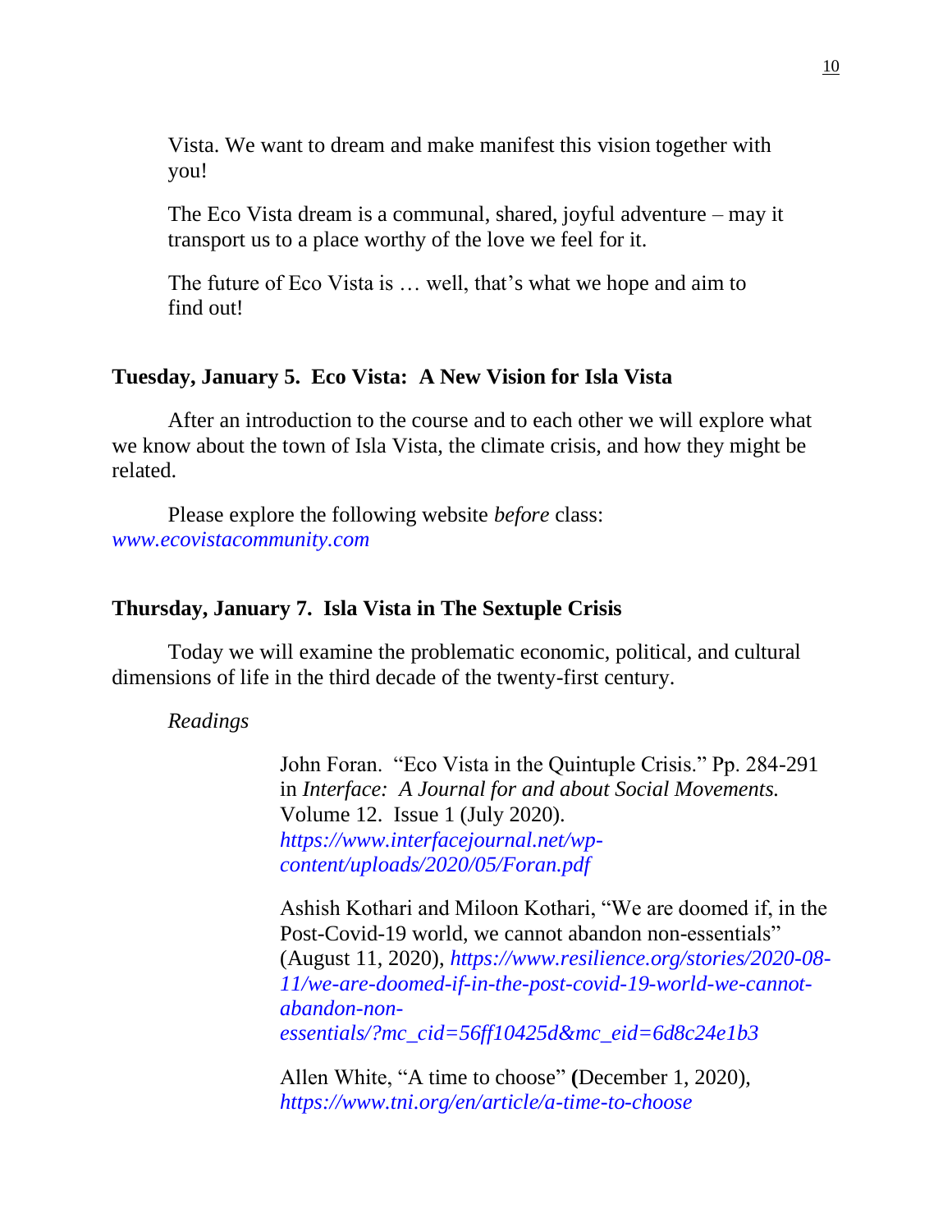Vista. We want to dream and make manifest this vision together with you!

The Eco Vista dream is a communal, shared, joyful adventure – may it transport us to a place worthy of the love we feel for it.

The future of Eco Vista is … well, that's what we hope and aim to find out!

### Tuesday, January 5. Eco Vista: A New Vision for Isla Vista

After an introduction to the course and to each other we will explore what we know about the town of Isla Vista, the climate crisis, and how they might be related.

Please explore the following website *before* class: *www.ecovistacommunity.com*

### Thursday, January 7. Isla Vista in The Sextuple Crisis

Today we will examine the problematic economic, political, and cultural dimensions of life in the third decade of the twenty-first century.

*Readings*

John Foran. "Eco Vista in the Quintuple Crisis." Pp. 284-291 in *Interface: A Journal for and about Social Movements.* Volume 12. Issue 1 (July 2020). *https://www.interfacejournal.net/wp-content/uploads/2020/05/Foran.pdf*

Ashish Kothari and Miloon Kothari, "We are doomed if, in the Post-Covid-19 world, we cannot abandon non-essentials" (August 11, 2020), *https://www.resilience.org/stories/2020-08-11/we-are-doomed-if-in-the-post-covid-19-world-we-cannot-abandon-non-essentials/?mc_cid=56ff10425d&mc_eid=6d8c24e1b3*

Allen White, "A time to choose" **(**December 1, 2020), *https://www.tni.org/en/article/a-time-to-choose*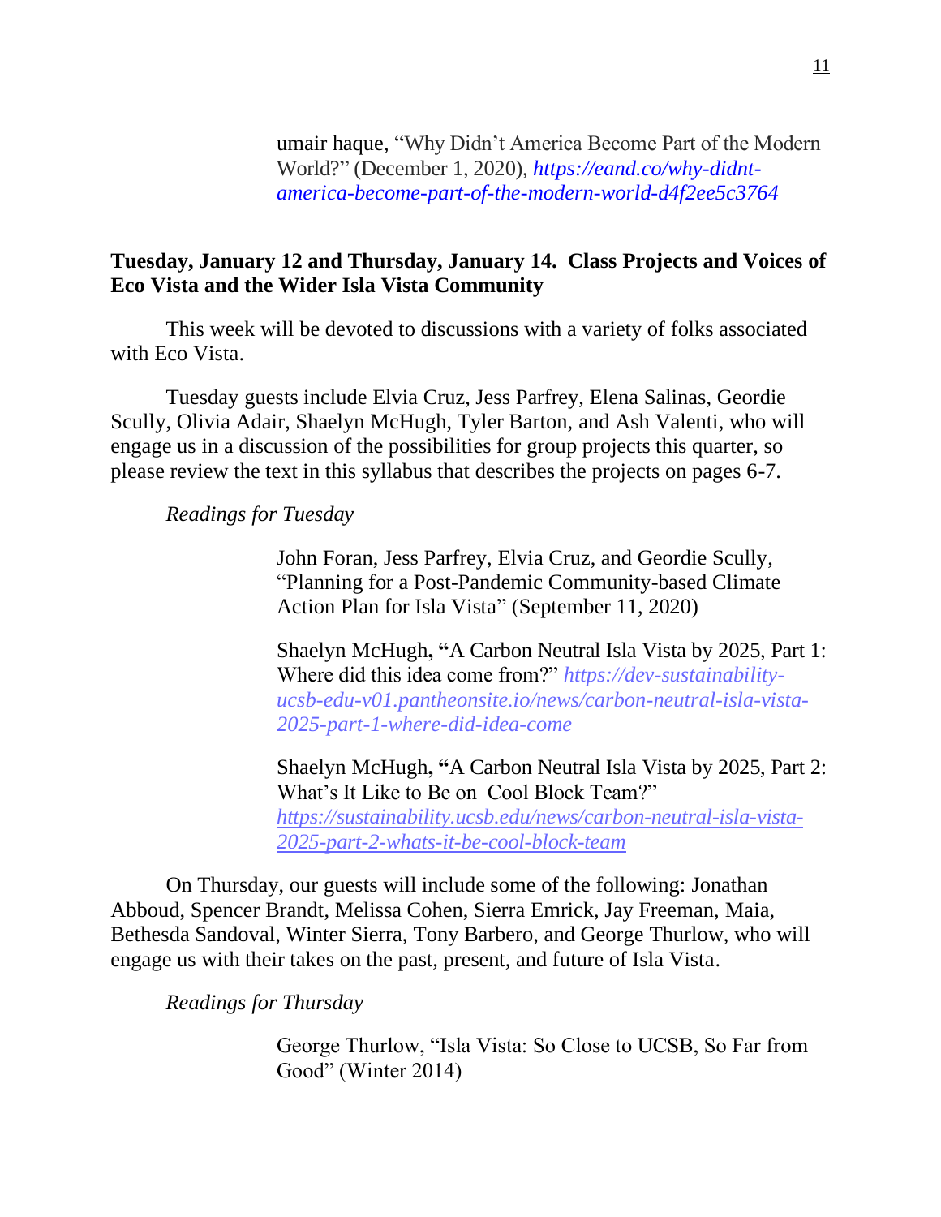umair haque, "Why Didn't America Become Part of the Modern World?" (December 1, 2020), *https://eand.co/why-didnt-america-become-part-of-the-modern-world-d4f2ee5c3764*

**Tuesday, January 12 and Thursday, January 14. Class Projects and Voices of Eco Vista and the Wider Isla Vista Community**

This week will be devoted to discussions with a variety of folks associated with Eco Vista.

Tuesday guests include Elvia Cruz, Jess Parfrey, Elena Salinas, Geordie Scully, Olivia Adair, Shaelyn McHugh, Tyler Barton, and Ash Valenti, who will engage us in a discussion of the possibilities for group projects this quarter, so please review the text in this syllabus that describes the projects on pages 6-7.

*Readings for Tuesday*

John Foran, Jess Parfrey, Elvia Cruz, and Geordie Scully, "Planning for a Post-Pandemic Community-based Climate Action Plan for Isla Vista" (September 11, 2020)

Shaelyn McHugh**, "**A Carbon Neutral Isla Vista by 2025, Part 1: Where did this idea come from?" *https://dev-sustainability-ucsb-edu-v01.pantheonsite.io/news/carbon-neutral-isla-vista-2025-part-1-where-did-idea-come*

Shaelyn McHugh**, "**A Carbon Neutral Isla Vista by 2025, Part 2: What's It Like to Be on Cool Block Team?" *https://sustainability.ucsb.edu/news/carbon-neutral-isla-vista-2025-part-2-whats-it-be-cool-block-team*

On Thursday, our guests will include some of the following: Jonathan Abboud, Spencer Brandt, Melissa Cohen, Sierra Emrick, Jay Freeman, Maia, Bethesda Sandoval, Winter Sierra, Tony Barbero, and George Thurlow, who will engage us with their takes on the past, present, and future of Isla Vista.

*Readings for Thursday*

George Thurlow, "Isla Vista: So Close to UCSB, So Far from Good" (Winter 2014)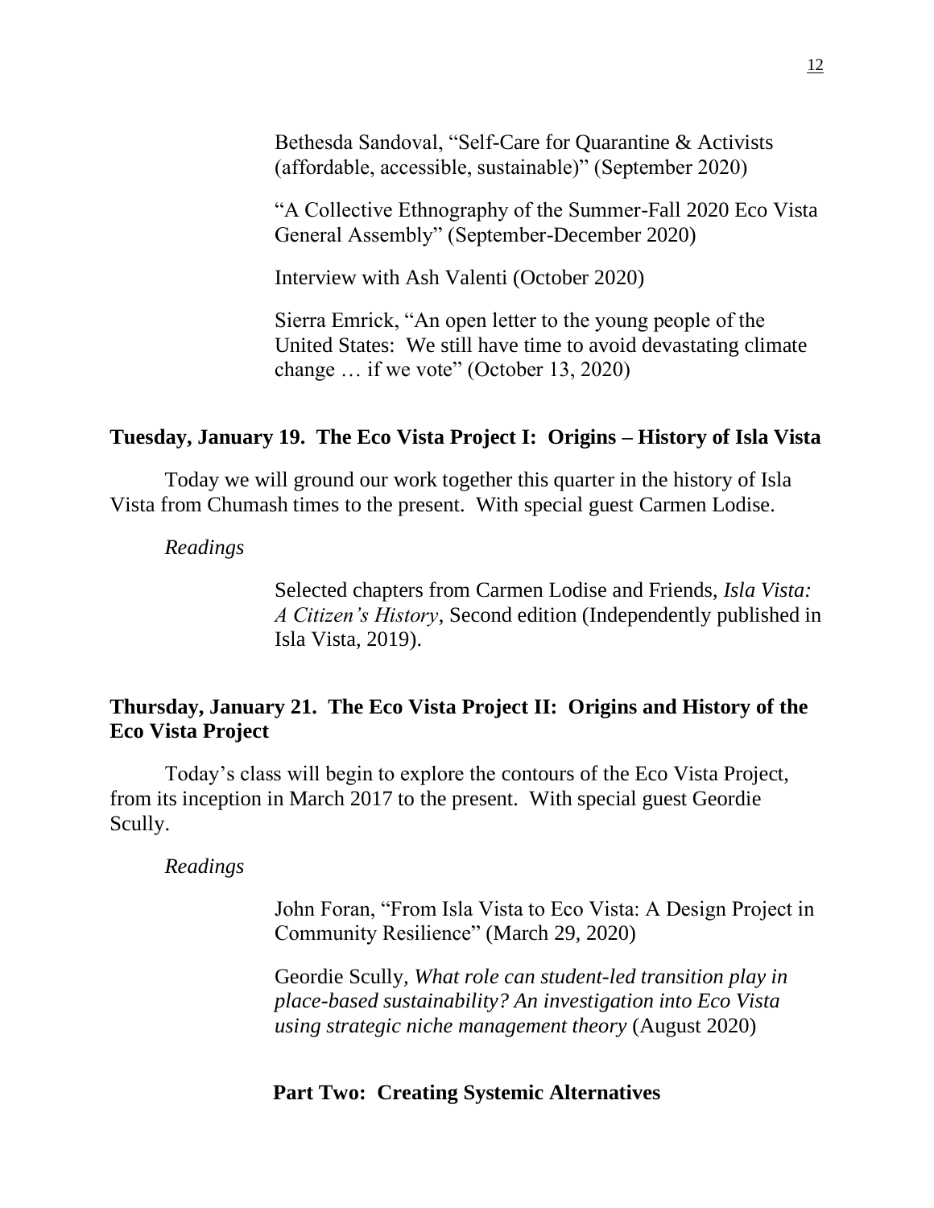Bethesda Sandoval, "Self-Care for Quarantine & Activists (affordable, accessible, sustainable)" (September 2020)

"A Collective Ethnography of the Summer-Fall 2020 Eco Vista General Assembly" (September-December 2020)

Interview with Ash Valenti (October 2020)

Sierra Emrick, "An open letter to the young people of the United States: We still have time to avoid devastating climate change … if we vote" (October 13, 2020)

### Tuesday, January 19. The Eco Vista Project I: Origins – History of Isla Vista

Today we will ground our work together this quarter in the history of Isla Vista from Chumash times to the present. With special guest Carmen Lodise.

*Readings*

Selected chapters from Carmen Lodise and Friends, *Isla Vista: A Citizen's History*, Second edition (Independently published in Isla Vista, 2019).

### Thursday, January 21. The Eco Vista Project II: Origins and History of the Eco Vista Project

Today's class will begin to explore the contours of the Eco Vista Project, from its inception in March 2017 to the present. With special guest Geordie Scully.

*Readings*

John Foran, "From Isla Vista to Eco Vista: A Design Project in Community Resilience" (March 29, 2020)

Geordie Scully, *What role can student-led transition play in place-based sustainability? An investigation into Eco Vista using strategic niche management theory* (August 2020)

## Part Two: Creating Systemic Alternatives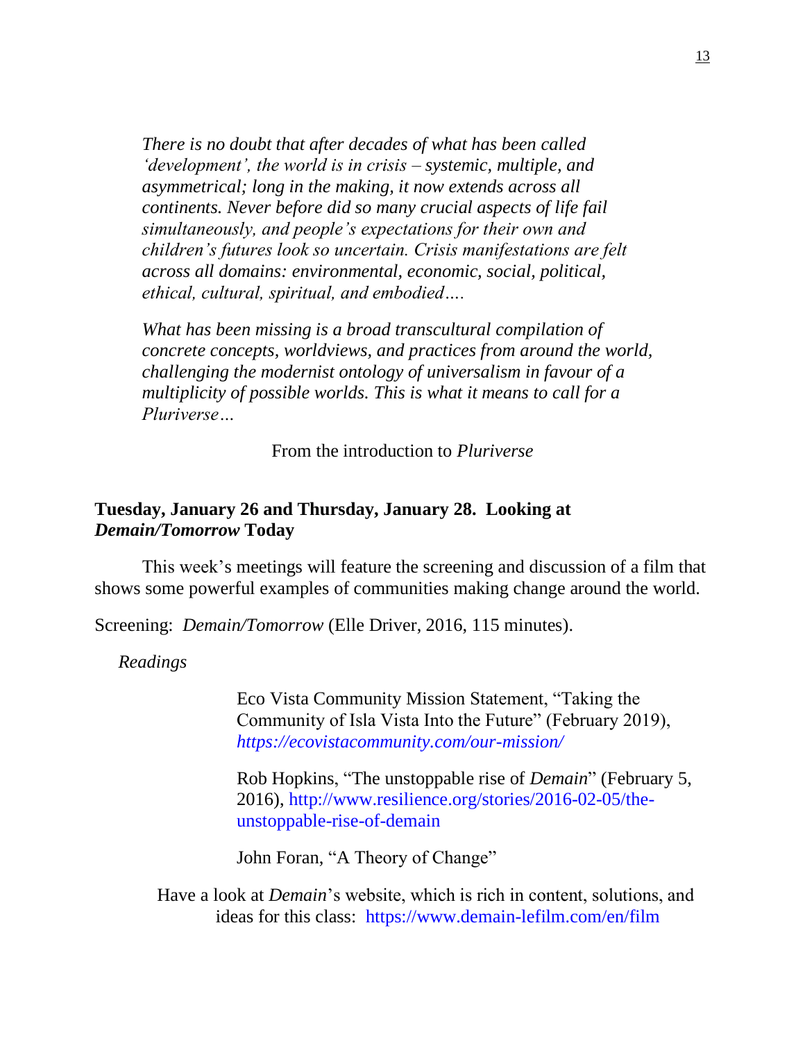> *There is no doubt that after decades of what has been called ‘development’, the world is in crisis – systemic, multiple, and asymmetrical; long in the making, it now extends across all continents. Never before did so many crucial aspects of life fail simultaneously, and people’s expectations for their own and children’s futures look so uncertain. Crisis manifestations are felt across all domains: environmental, economic, social, political, ethical, cultural, spiritual, and embodied….*
>
> *What has been missing is a broad transcultural compilation of concrete concepts, worldviews, and practices from around the world, challenging the modernist ontology of universalism in favour of a multiplicity of possible worlds. This is what it means to call for a Pluriverse…*
>
> From the introduction to *Pluriverse*

**Tuesday, January 26 and Thursday, January 28. Looking at *Demain/Tomorrow* Today**

This week’s meetings will feature the screening and discussion of a film that shows some powerful examples of communities making change around the world.

Screening: *Demain/Tomorrow* (Elle Driver, 2016, 115 minutes).

*Readings*

Eco Vista Community Mission Statement, “Taking the Community of Isla Vista Into the Future” (February 2019), *https://ecovistacommunity.com/our-mission/*

Rob Hopkins, “The unstoppable rise of *Demain*” (February 5, 2016), http://www.resilience.org/stories/2016-02-05/the-unstoppable-rise-of-demain

John Foran, “A Theory of Change”

Have a look at *Demain*’s website, which is rich in content, solutions, and ideas for this class: https://www.demain-lefilm.com/en/film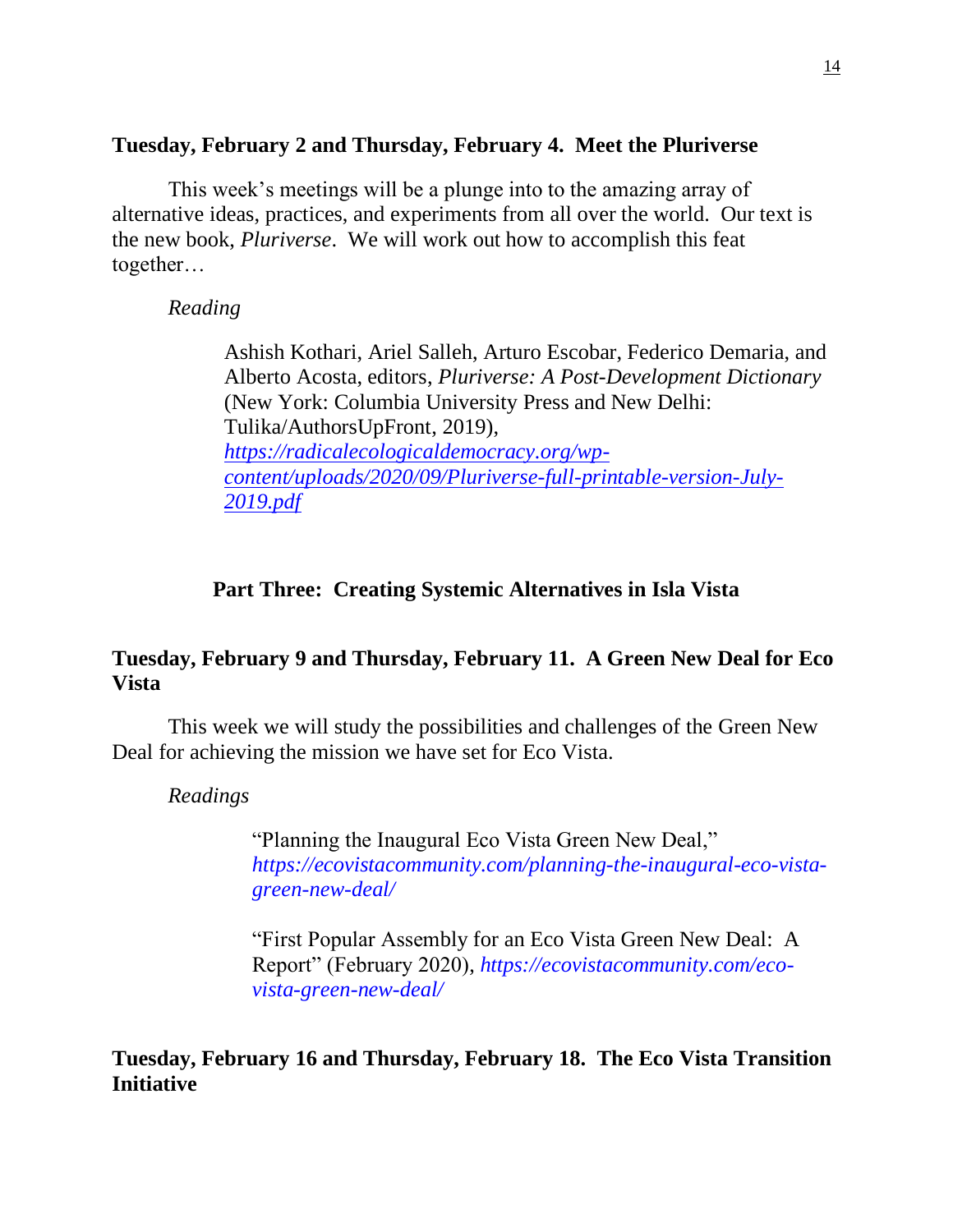**Tuesday, February 2 and Thursday, February 4. Meet the Pluriverse**

This week's meetings will be a plunge into to the amazing array of alternative ideas, practices, and experiments from all over the world. Our text is the new book, *Pluriverse*. We will work out how to accomplish this feat together…

*Reading*

> Ashish Kothari, Ariel Salleh, Arturo Escobar, Federico Demaria, and Alberto Acosta, editors, *Pluriverse: A Post-Development Dictionary* (New York: Columbia University Press and New Delhi: Tulika/AuthorsUpFront, 2019), *https://radicalecologicaldemocracy.org/wp-content/uploads/2020/09/Pluriverse-full-printable-version-July-2019.pdf*

## Part Three: Creating Systemic Alternatives in Isla Vista

**Tuesday, February 9 and Thursday, February 11. A Green New Deal for Eco Vista**

This week we will study the possibilities and challenges of the Green New Deal for achieving the mission we have set for Eco Vista.

*Readings*

> "Planning the Inaugural Eco Vista Green New Deal," *https://ecovistacommunity.com/planning-the-inaugural-eco-vista-green-new-deal/*
>
> "First Popular Assembly for an Eco Vista Green New Deal: A Report" (February 2020), *https://ecovistacommunity.com/eco-vista-green-new-deal/*

**Tuesday, February 16 and Thursday, February 18. The Eco Vista Transition Initiative**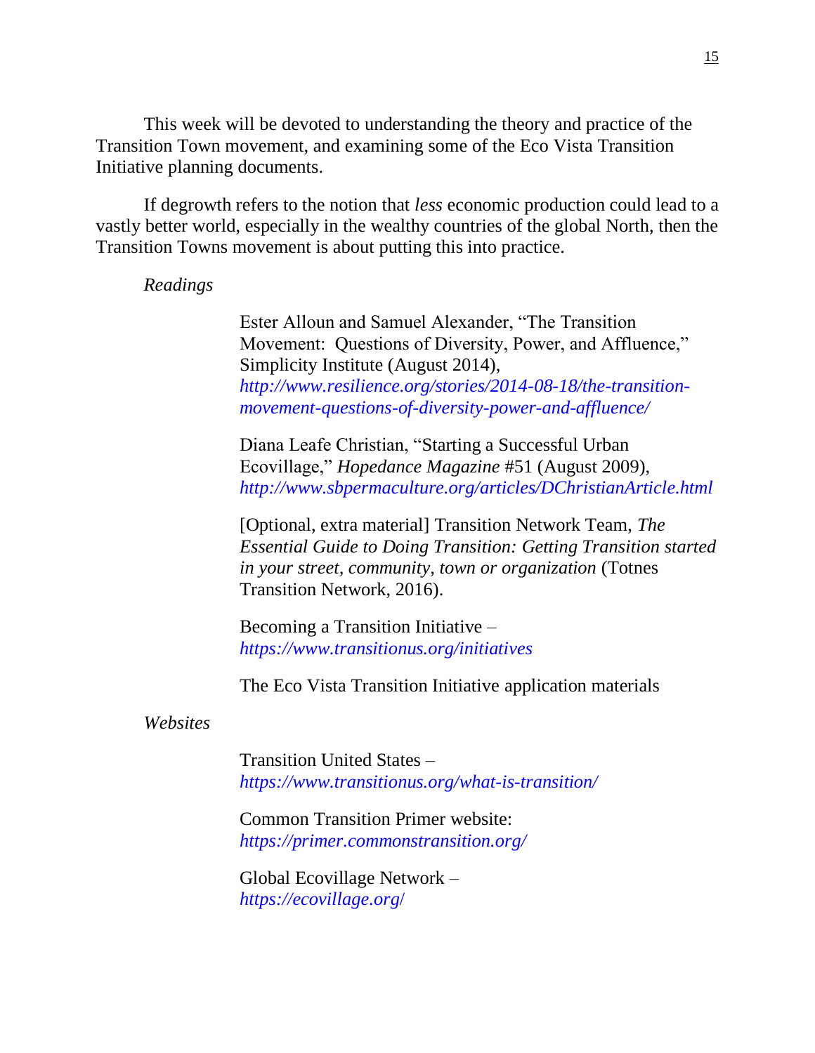This week will be devoted to understanding the theory and practice of the Transition Town movement, and examining some of the Eco Vista Transition Initiative planning documents.

If degrowth refers to the notion that *less* economic production could lead to a vastly better world, especially in the wealthy countries of the global North, then the Transition Towns movement is about putting this into practice.

*Readings*

Ester Alloun and Samuel Alexander, "The Transition Movement: Questions of Diversity, Power, and Affluence," Simplicity Institute (August 2014), *http://www.resilience.org/stories/2014-08-18/the-transition-movement-questions-of-diversity-power-and-affluence/*

Diana Leafe Christian, "Starting a Successful Urban Ecovillage," *Hopedance Magazine* #51 (August 2009), *http://www.sbpermaculture.org/articles/DChristianArticle.html*

[Optional, extra material] Transition Network Team, *The Essential Guide to Doing Transition: Getting Transition started in your street, community, town or organization* (Totnes Transition Network, 2016).

Becoming a Transition Initiative – *https://www.transitionus.org/initiatives*

The Eco Vista Transition Initiative application materials

*Websites*

Transition United States – *https://www.transitionus.org/what-is-transition/*

Common Transition Primer website: *https://primer.commonstransition.org/*

Global Ecovillage Network – *https://ecovillage.org/*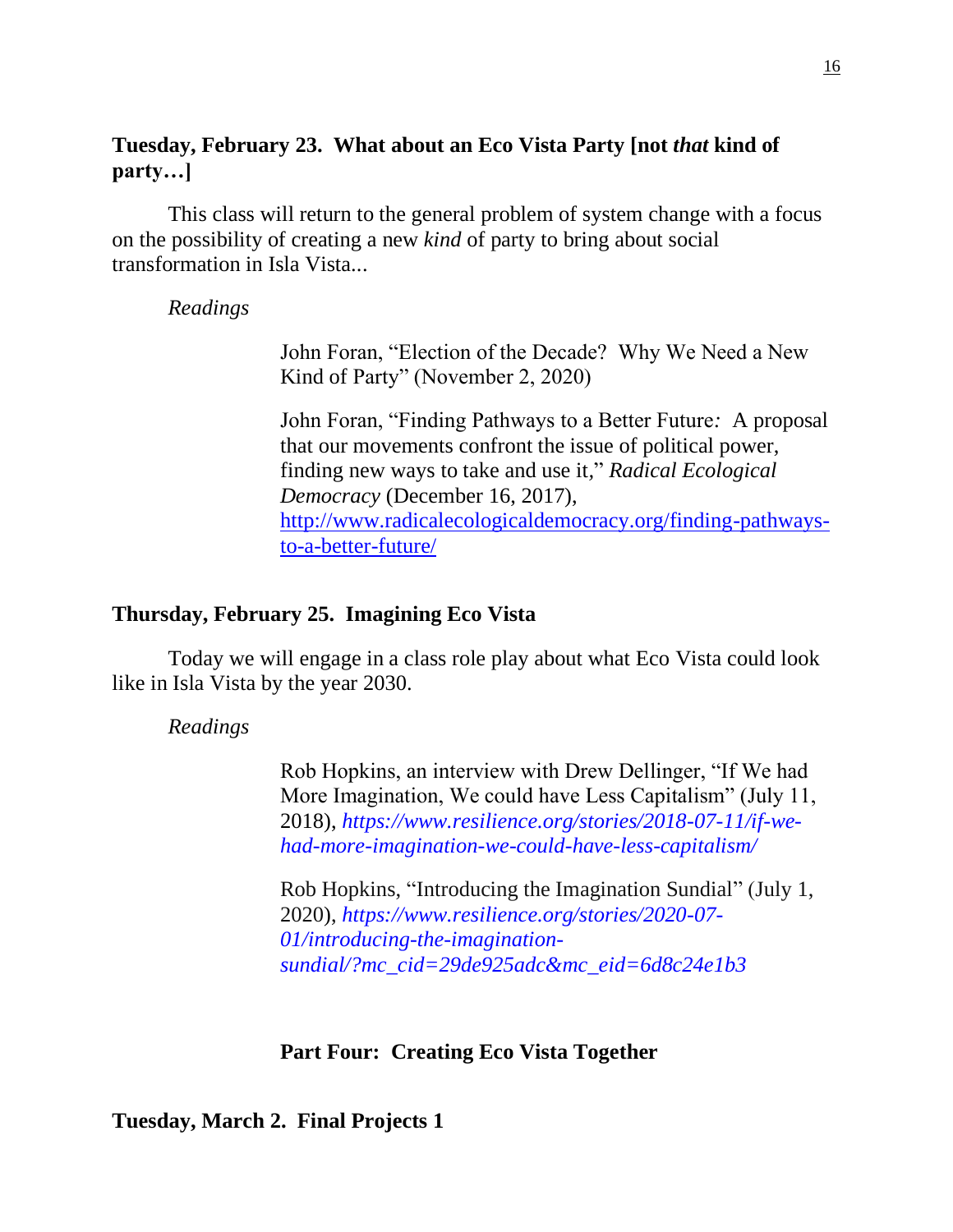**Tuesday, February 23. What about an Eco Vista Party [not *that* kind of party…]**

This class will return to the general problem of system change with a focus on the possibility of creating a new *kind* of party to bring about social transformation in Isla Vista...

*Readings*

John Foran, "Election of the Decade? Why We Need a New Kind of Party" (November 2, 2020)

John Foran, "Finding Pathways to a Better Future: A proposal that our movements confront the issue of political power, finding new ways to take and use it," *Radical Ecological Democracy* (December 16, 2017), http://www.radicalecologicaldemocracy.org/finding-pathways-to-a-better-future/

**Thursday, February 25. Imagining Eco Vista**

Today we will engage in a class role play about what Eco Vista could look like in Isla Vista by the year 2030.

*Readings*

Rob Hopkins, an interview with Drew Dellinger, "If We had More Imagination, We could have Less Capitalism" (July 11, 2018), *https://www.resilience.org/stories/2018-07-11/if-we-had-more-imagination-we-could-have-less-capitalism/*

Rob Hopkins, "Introducing the Imagination Sundial" (July 1, 2020), *https://www.resilience.org/stories/2020-07-01/introducing-the-imagination-sundial/?mc_cid=29de925adc&mc_eid=6d8c24e1b3*

## Part Four: Creating Eco Vista Together

**Tuesday, March 2. Final Projects 1**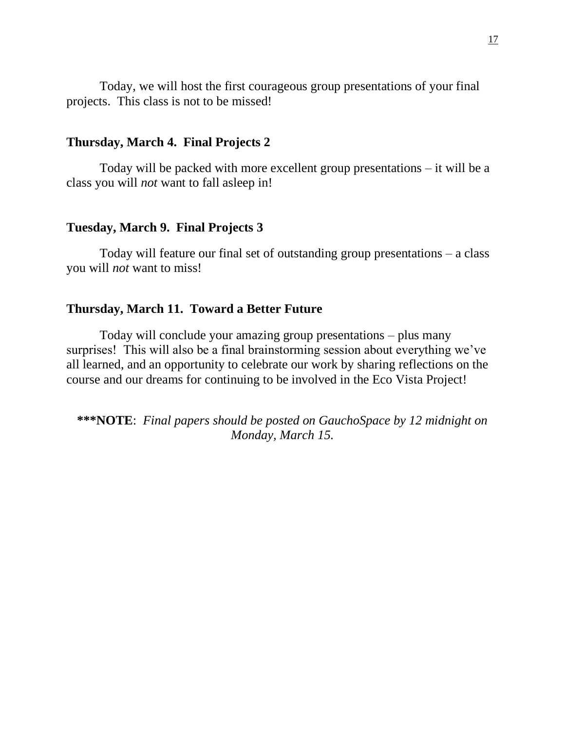Today, we will host the first courageous group presentations of your final projects. This class is not to be missed!

### Thursday, March 4. Final Projects 2

Today will be packed with more excellent group presentations – it will be a class you will *not* want to fall asleep in!

### Tuesday, March 9. Final Projects 3

Today will feature our final set of outstanding group presentations – a class you will *not* want to miss!

### Thursday, March 11. Toward a Better Future

Today will conclude your amazing group presentations – plus many surprises! This will also be a final brainstorming session about everything we've all learned, and an opportunity to celebrate our work by sharing reflections on the course and our dreams for continuing to be involved in the Eco Vista Project!

**\*\*\*NOTE**: *Final papers should be posted on GauchoSpace by 12 midnight on Monday, March 15.*